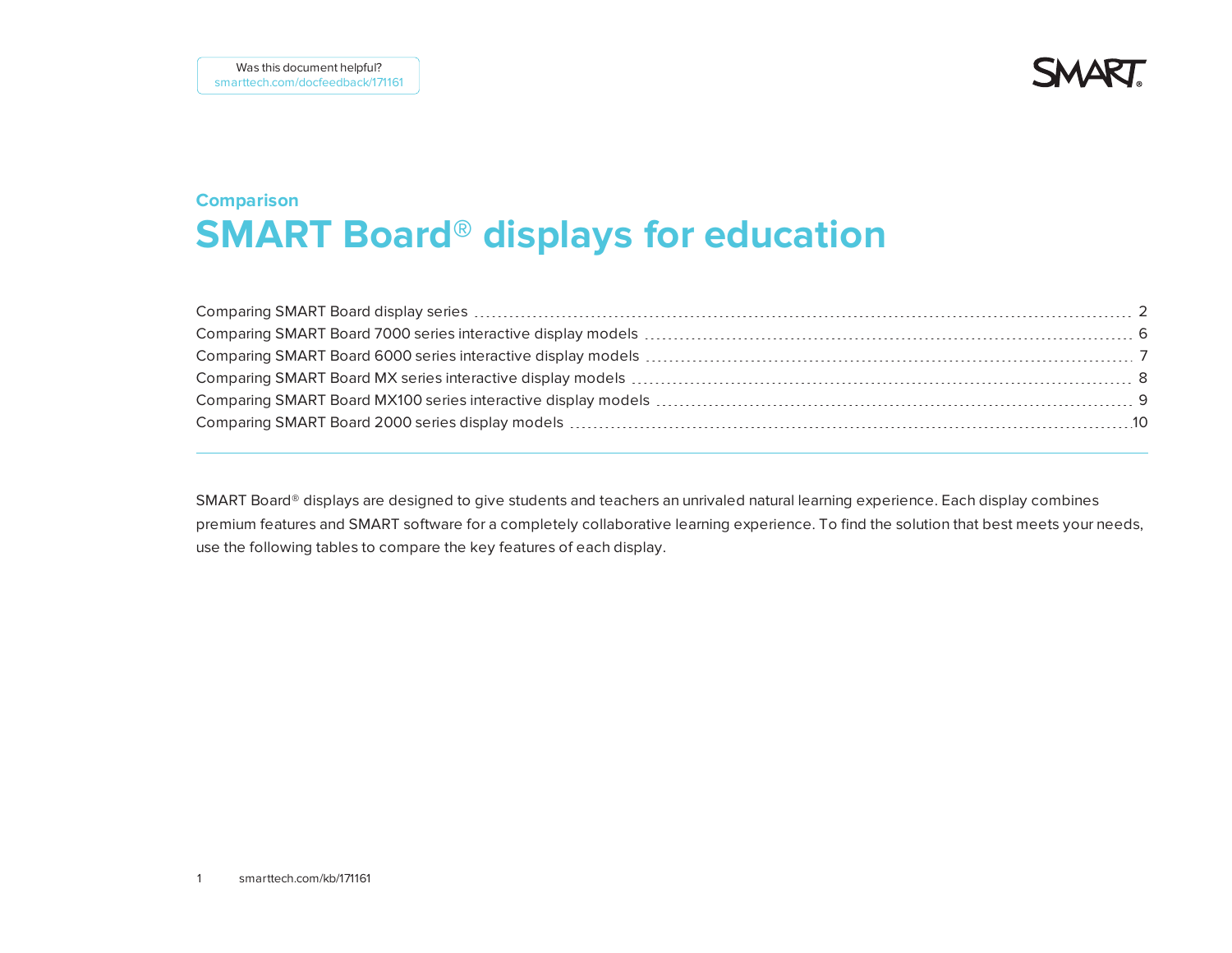Was this document helpful?
smarttech.com/docfeedback/171161

Comparison

# SMART Board® displays for education

- Comparing SMART Board display series ........ 2
- Comparing SMART Board 7000 series interactive display models ........ 6
- Comparing SMART Board 6000 series interactive display models ........ 7
- Comparing SMART Board MX series interactive display models ........ 8
- Comparing SMART Board MX100 series interactive display models ........ 9
- Comparing SMART Board 2000 series display models ........ 10

---

SMART Board® displays are designed to give students and teachers an unrivaled natural learning experience. Each display combines premium features and SMART software for a completely collaborative learning experience. To find the solution that best meets your needs, use the following tables to compare the key features of each display.

smarttech.com/kb/171161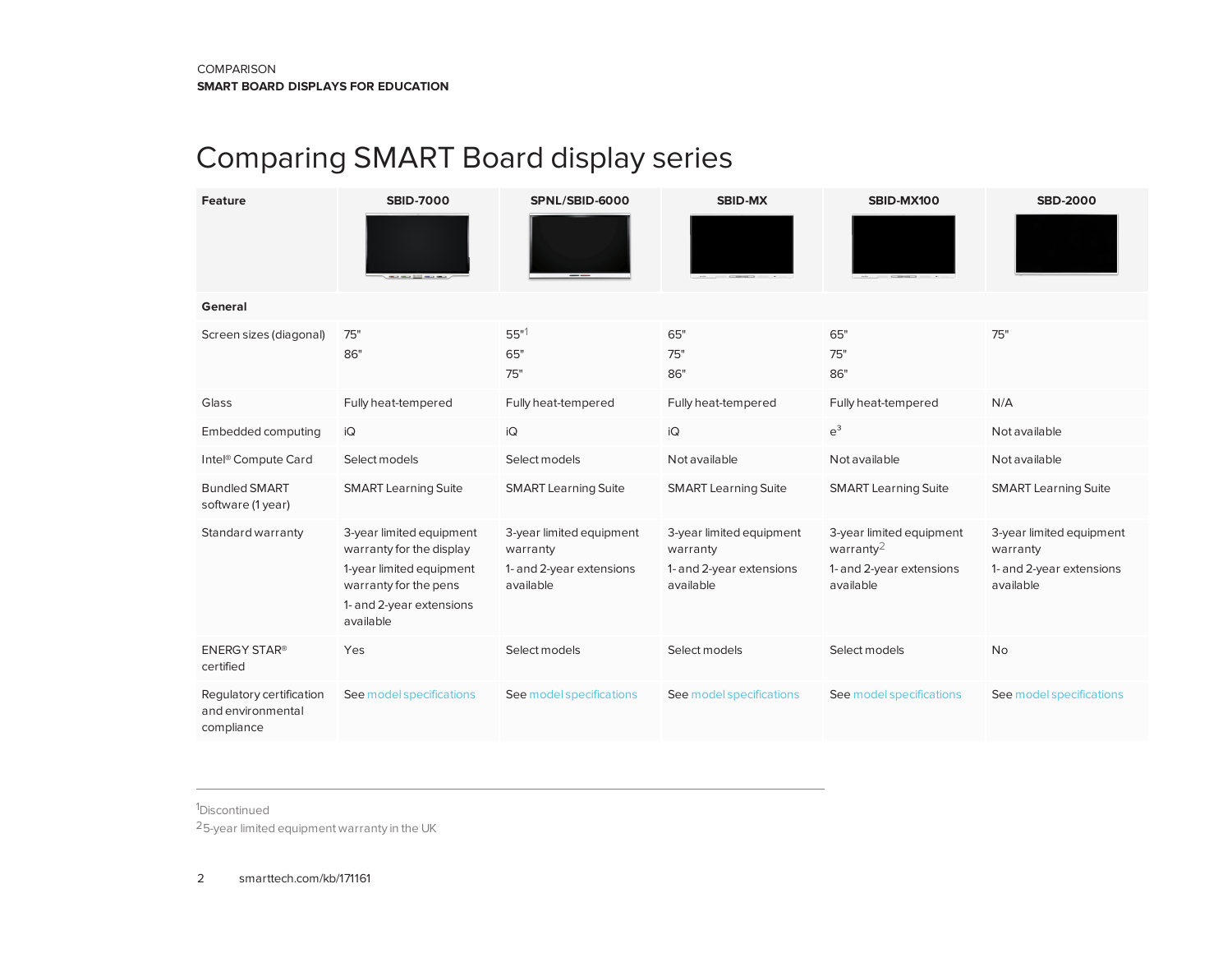COMPARISON
**SMART BOARD DISPLAYS FOR EDUCATION**

# Comparing SMART Board display series

| Feature | SBID-7000 | SPNL/SBID-6000 | SBID-MX | SBID-MX100 | SBD-2000 |
|---|---|---|---|---|---|
| **General** | | | | | |
| Screen sizes (diagonal) | 75"<br>86" | 55"[1]<br>65"<br>75" | 65"<br>75"<br>86" | 65"<br>75"<br>86" | 75" |
| Glass | Fully heat-tempered | Fully heat-tempered | Fully heat-tempered | Fully heat-tempered | N/A |
| Embedded computing | iQ | iQ | iQ | $e^3$ | Not available |
| Intel® Compute Card | Select models | Select models | Not available | Not available | Not available |
| Bundled SMART software (1 year) | SMART Learning Suite | SMART Learning Suite | SMART Learning Suite | SMART Learning Suite | SMART Learning Suite |
| Standard warranty | 3-year limited equipment warranty for the display<br>1-year limited equipment warranty for the pens<br>1- and 2-year extensions available | 3-year limited equipment warranty<br>1- and 2-year extensions available | 3-year limited equipment warranty<br>1- and 2-year extensions available | 3-year limited equipment warranty[2]<br>1- and 2-year extensions available | 3-year limited equipment warranty<br>1- and 2-year extensions available |
| ENERGY STAR® certified | Yes | Select models | Select models | Select models | No |
| Regulatory certification and environmental compliance | See model specifications | See model specifications | See model specifications | See model specifications | See model specifications |

[1]Discontinued

[2]5-year limited equipment warranty in the UK

smarttech.com/kb/171161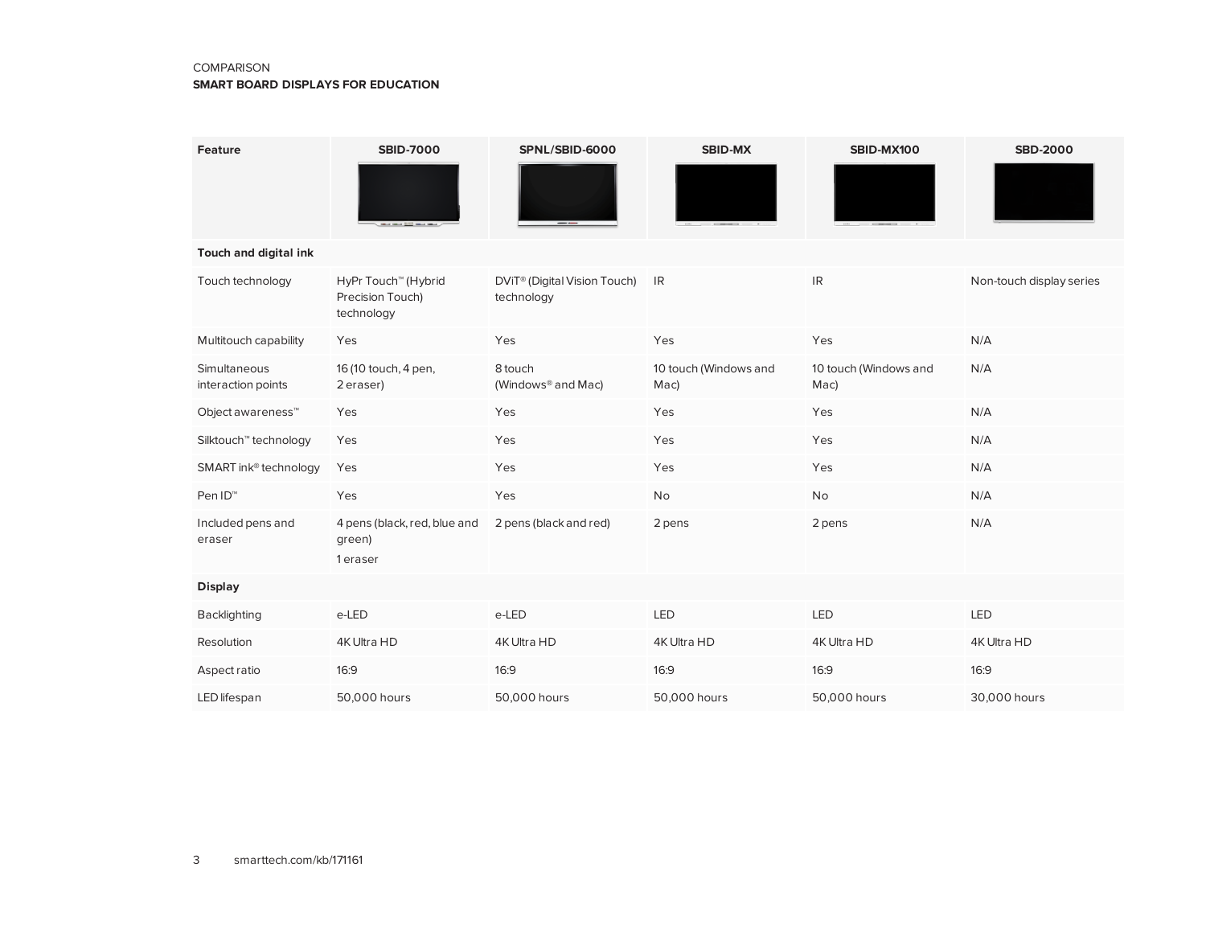COMPARISON

**SMART BOARD DISPLAYS FOR EDUCATION**

| Feature | SBID-7000 | SPNL/SBID-6000 | SBID-MX | SBID-MX100 | SBD-2000 |
|---|---|---|---|---|---|
| **Touch and digital ink** | | | | | |
| Touch technology | HyPr Touch™ (Hybrid Precision Touch) technology | DViT® (Digital Vision Touch) technology | IR | IR | Non-touch display series |
| Multitouch capability | Yes | Yes | Yes | Yes | N/A |
| Simultaneous interaction points | 16 (10 touch, 4 pen, 2 eraser) | 8 touch (Windows® and Mac) | 10 touch (Windows and Mac) | 10 touch (Windows and Mac) | N/A |
| Object awareness™ | Yes | Yes | Yes | Yes | N/A |
| Silktouch™ technology | Yes | Yes | Yes | Yes | N/A |
| SMART ink® technology | Yes | Yes | Yes | Yes | N/A |
| Pen ID™ | Yes | Yes | No | No | N/A |
| Included pens and eraser | 4 pens (black, red, blue and green)<br>1 eraser | 2 pens (black and red) | 2 pens | 2 pens | N/A |
| **Display** | | | | | |
| Backlighting | e-LED | e-LED | LED | LED | LED |
| Resolution | 4K Ultra HD | 4K Ultra HD | 4K Ultra HD | 4K Ultra HD | 4K Ultra HD |
| Aspect ratio | 16:9 | 16:9 | 16:9 | 16:9 | 16:9 |
| LED lifespan | 50,000 hours | 50,000 hours | 50,000 hours | 50,000 hours | 30,000 hours |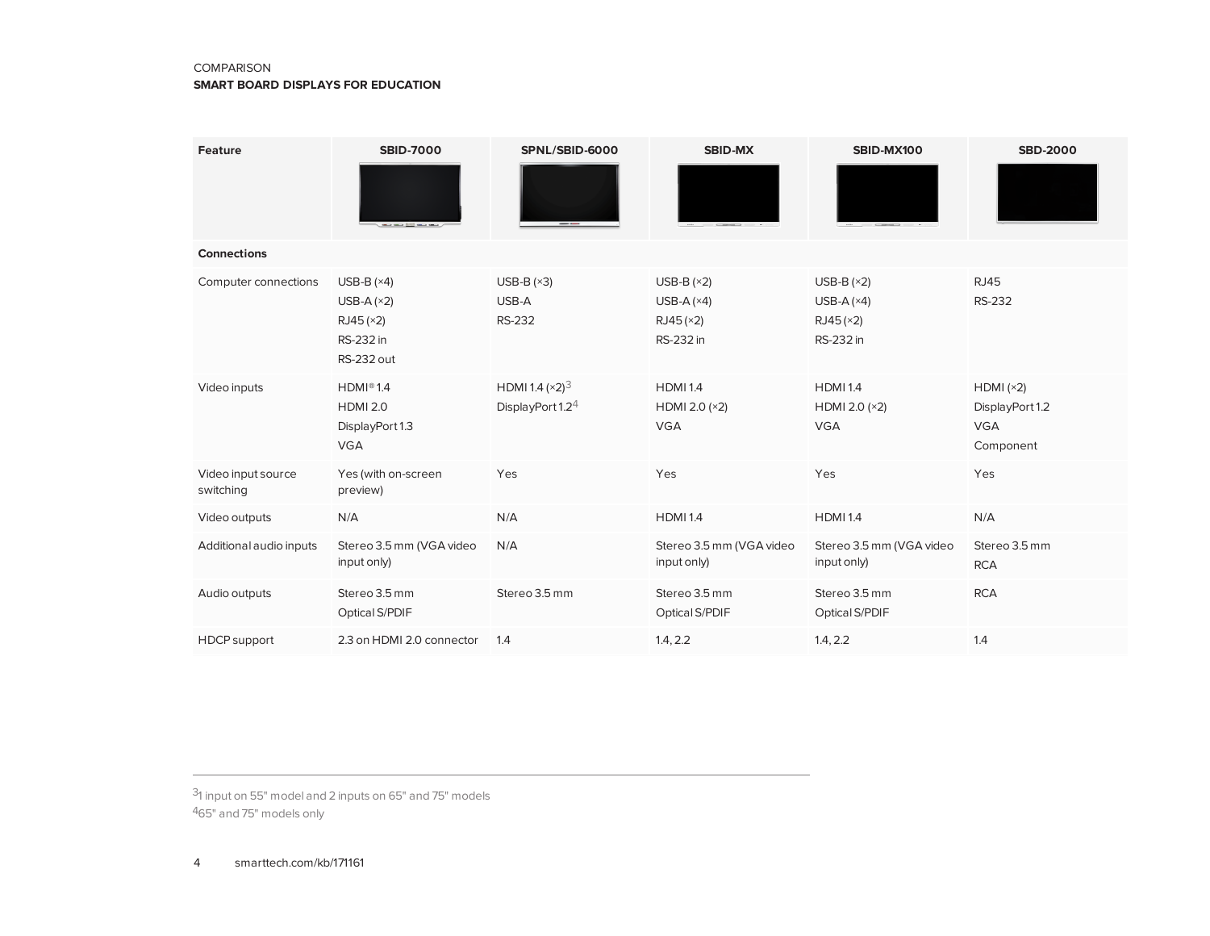COMPARISON
**SMART BOARD DISPLAYS FOR EDUCATION**

| Feature | SBID-7000 | SPNL/SBID-6000 | SBID-MX | SBID-MX100 | SBD-2000 |
|---|---|---|---|---|---|
| **Connections** | | | | | |
| Computer connections | USB-B (×4)<br>USB-A (×2)<br>RJ45 (×2)<br>RS-232 in<br>RS-232 out | USB-B (×3)<br>USB-A<br>RS-232 | USB-B (×2)<br>USB-A (×4)<br>RJ45 (×2)<br>RS-232 in | USB-B (×2)<br>USB-A (×4)<br>RJ45 (×2)<br>RS-232 in | RJ45<br>RS-232 |
| Video inputs | HDMI® 1.4<br>HDMI 2.0<br>DisplayPort 1.3<br>VGA | HDMI 1.4 (×2)[3]<br>DisplayPort 1.2[4] | HDMI 1.4<br>HDMI 2.0 (×2)<br>VGA | HDMI 1.4<br>HDMI 2.0 (×2)<br>VGA | HDMI (×2)<br>DisplayPort 1.2<br>VGA<br>Component |
| Video input source switching | Yes (with on-screen preview) | Yes | Yes | Yes | Yes |
| Video outputs | N/A | N/A | HDMI 1.4 | HDMI 1.4 | N/A |
| Additional audio inputs | Stereo 3.5 mm (VGA video input only) | N/A | Stereo 3.5 mm (VGA video input only) | Stereo 3.5 mm (VGA video input only) | Stereo 3.5 mm<br>RCA |
| Audio outputs | Stereo 3.5 mm<br>Optical S/PDIF | Stereo 3.5 mm | Stereo 3.5 mm<br>Optical S/PDIF | Stereo 3.5 mm<br>Optical S/PDIF | RCA |
| HDCP support | 2.3 on HDMI 2.0 connector | 1.4 | 1.4, 2.2 | 1.4, 2.2 | 1.4 |

---

[3] 1 input on 55" model and 2 inputs on 65" and 75" models
[4] 65" and 75" models only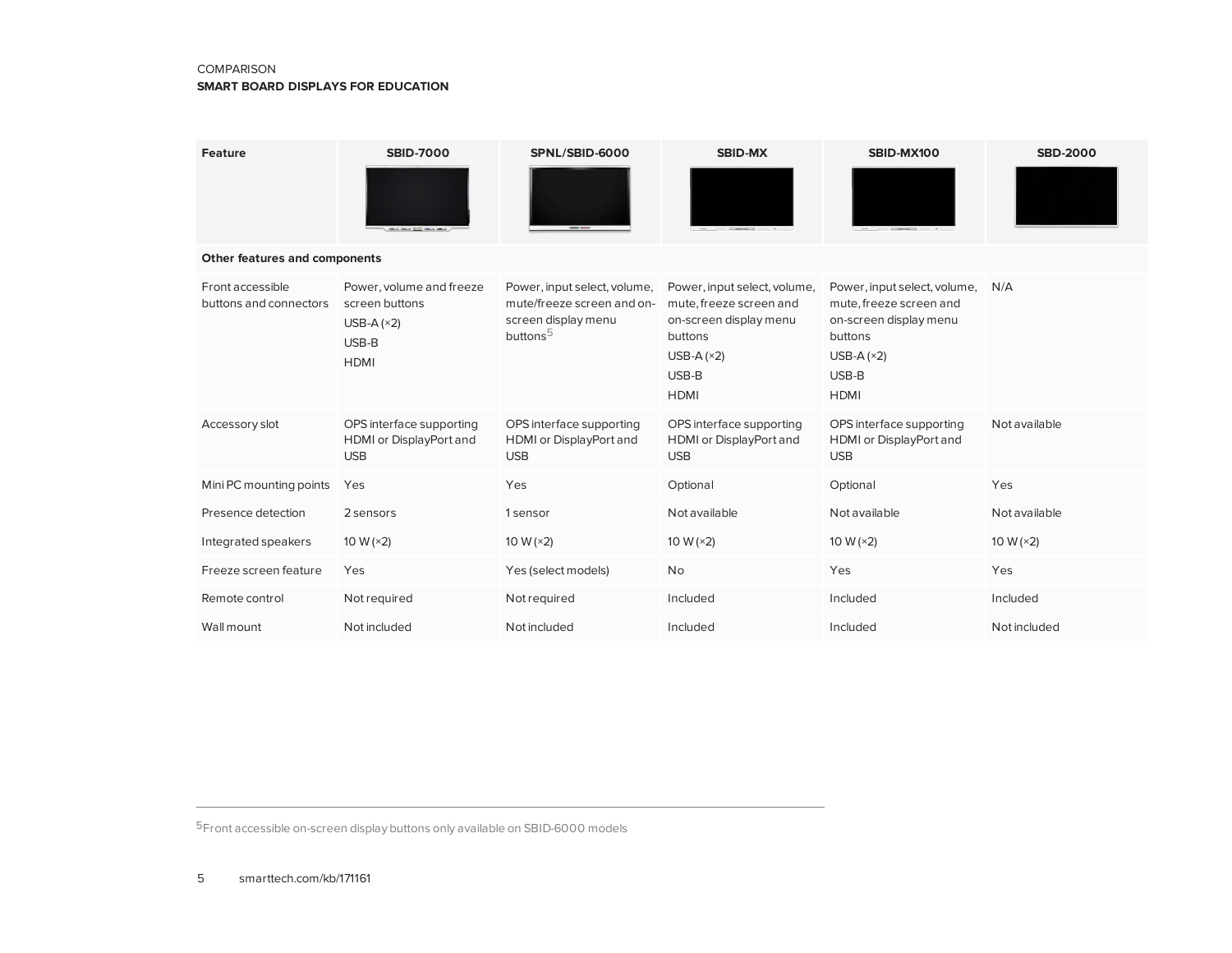COMPARISON

**SMART BOARD DISPLAYS FOR EDUCATION**

| Feature | SBID-7000 | SPNL/SBID-6000 | SBID-MX | SBID-MX100 | SBD-2000 |
|---|---|---|---|---|---|
| **Other features and components** | | | | | |
| Front accessible buttons and connectors | Power, volume and freeze screen buttons<br>USB-A (×2)<br>USB-B<br>HDMI | Power, input select, volume, mute/freeze screen and on-screen display menu buttons[5] | Power, input select, volume, mute, freeze screen and on-screen display menu buttons<br>USB-A (×2)<br>USB-B<br>HDMI | Power, input select, volume, mute, freeze screen and on-screen display menu buttons<br>USB-A (×2)<br>USB-B<br>HDMI | N/A |
| Accessory slot | OPS interface supporting HDMI or DisplayPort and USB | OPS interface supporting HDMI or DisplayPort and USB | OPS interface supporting HDMI or DisplayPort and USB | OPS interface supporting HDMI or DisplayPort and USB | Not available |
| Mini PC mounting points | Yes | Yes | Optional | Optional | Yes |
| Presence detection | 2 sensors | 1 sensor | Not available | Not available | Not available |
| Integrated speakers | 10 W (×2) | 10 W (×2) | 10 W (×2) | 10 W (×2) | 10 W (×2) |
| Freeze screen feature | Yes | Yes (select models) | No | Yes | Yes |
| Remote control | Not required | Not required | Included | Included | Included |
| Wall mount | Not included | Not included | Included | Included | Not included |

[5] Front accessible on-screen display buttons only available on SBID-6000 models

smarttech.com/kb/171161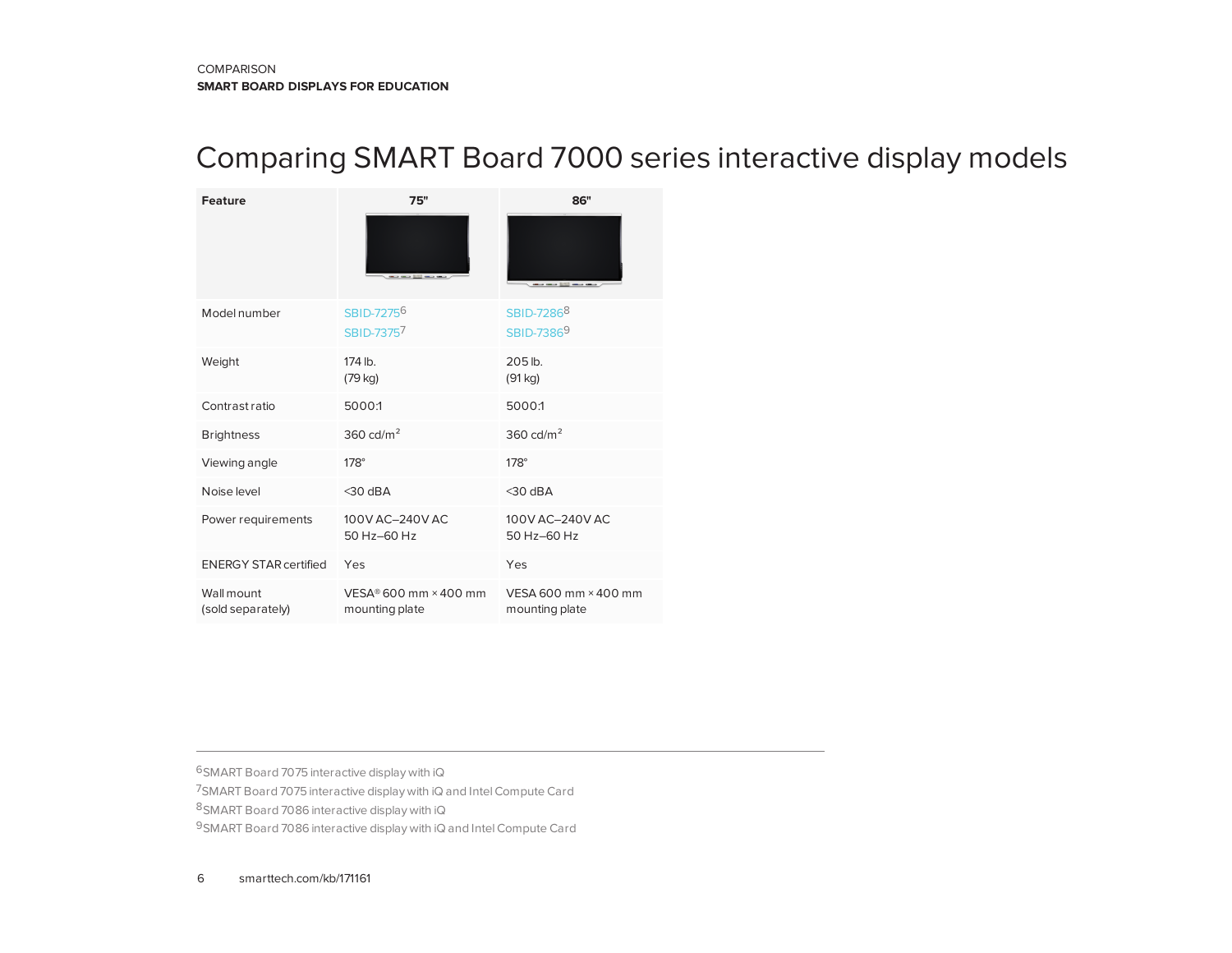COMPARISON
**SMART BOARD DISPLAYS FOR EDUCATION**

# Comparing SMART Board 7000 series interactive display models

| Feature | 75" | 86" |
|---|---|---|
| Model number | SBID-7275[6]<br>SBID-7375[7] | SBID-7286[8]<br>SBID-7386[9] |
| Weight | 174 lb.<br>(79 kg) | 205 lb.<br>(91 kg) |
| Contrast ratio | 5000:1 | 5000:1 |
| Brightness | 360 cd/m² | 360 cd/m² |
| Viewing angle | 178° | 178° |
| Noise level | <30 dBA | <30 dBA |
| Power requirements | 100V AC–240V AC<br>50 Hz–60 Hz | 100V AC–240V AC<br>50 Hz–60 Hz |
| ENERGY STAR certified | Yes | Yes |
| Wall mount<br>(sold separately) | VESA® 600 mm × 400 mm mounting plate | VESA 600 mm × 400 mm mounting plate |

---

[6] SMART Board 7075 interactive display with iQ
[7] SMART Board 7075 interactive display with iQ and Intel Compute Card
[8] SMART Board 7086 interactive display with iQ
[9] SMART Board 7086 interactive display with iQ and Intel Compute Card

smarttech.com/kb/171161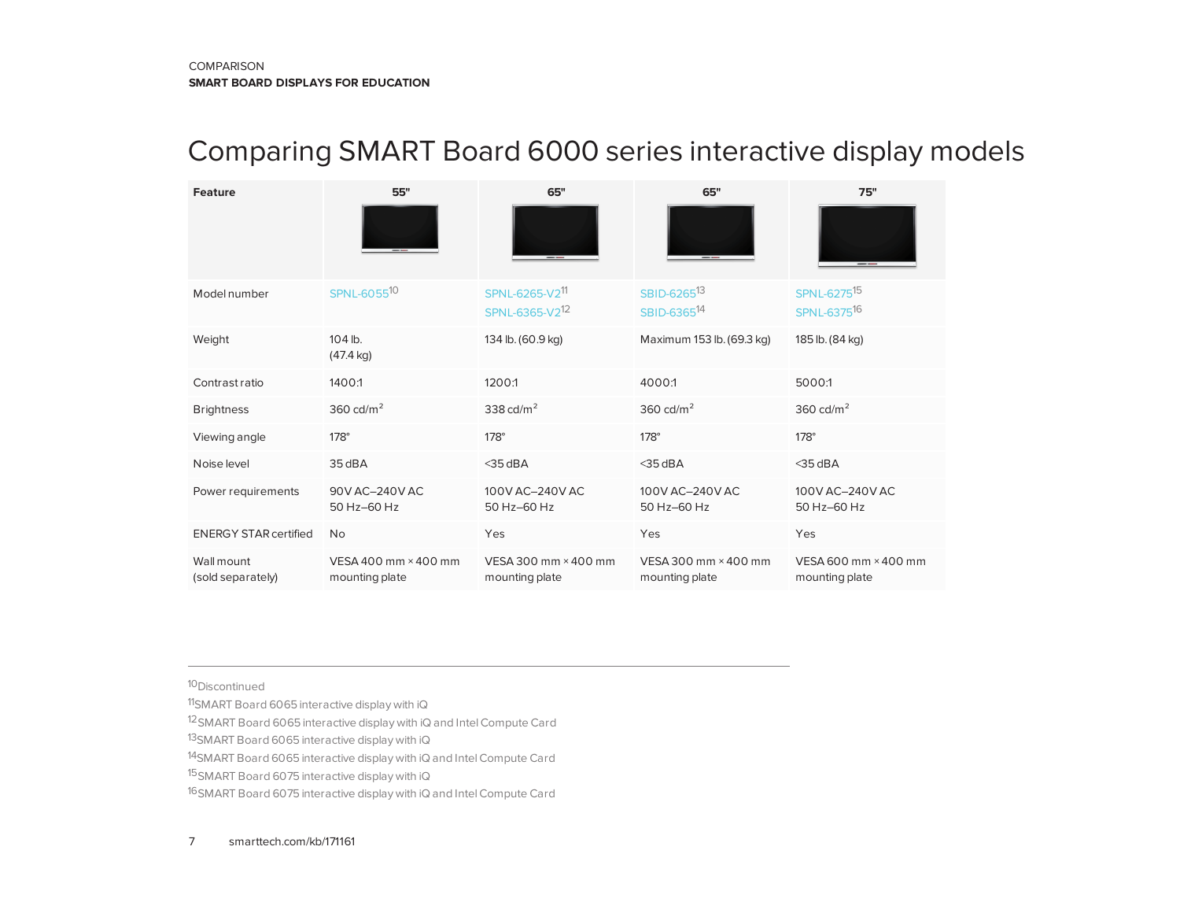COMPARISON
**SMART BOARD DISPLAYS FOR EDUCATION**

# Comparing SMART Board 6000 series interactive display models

| Feature | 55" | 65" | 65" | 75" |
|---|---|---|---|---|
| Model number | SPNL-6055[10] | SPNL-6265-V2[11] SPNL-6365-V2[12] | SBID-6265[13] SBID-6365[14] | SPNL-6275[15] SPNL-6375[16] |
| Weight | 104 lb. (47.4 kg) | 134 lb. (60.9 kg) | Maximum 153 lb. (69.3 kg) | 185 lb. (84 kg) |
| Contrast ratio | 1400:1 | 1200:1 | 4000:1 | 5000:1 |
| Brightness | 360 cd/m² | 338 cd/m² | 360 cd/m² | 360 cd/m² |
| Viewing angle | 178° | 178° | 178° | 178° |
| Noise level | 35 dBA | <35 dBA | <35 dBA | <35 dBA |
| Power requirements | 90V AC–240V AC 50 Hz–60 Hz | 100V AC–240V AC 50 Hz–60 Hz | 100V AC–240V AC 50 Hz–60 Hz | 100V AC–240V AC 50 Hz–60 Hz |
| ENERGY STAR certified | No | Yes | Yes | Yes |
| Wall mount (sold separately) | VESA 400 mm × 400 mm mounting plate | VESA 300 mm × 400 mm mounting plate | VESA 300 mm × 400 mm mounting plate | VESA 600 mm × 400 mm mounting plate |

---

[10] Discontinued
[11] SMART Board 6065 interactive display with iQ
[12] SMART Board 6065 interactive display with iQ and Intel Compute Card
[13] SMART Board 6065 interactive display with iQ
[14] SMART Board 6065 interactive display with iQ and Intel Compute Card
[15] SMART Board 6075 interactive display with iQ
[16] SMART Board 6075 interactive display with iQ and Intel Compute Card

smarttech.com/kb/171161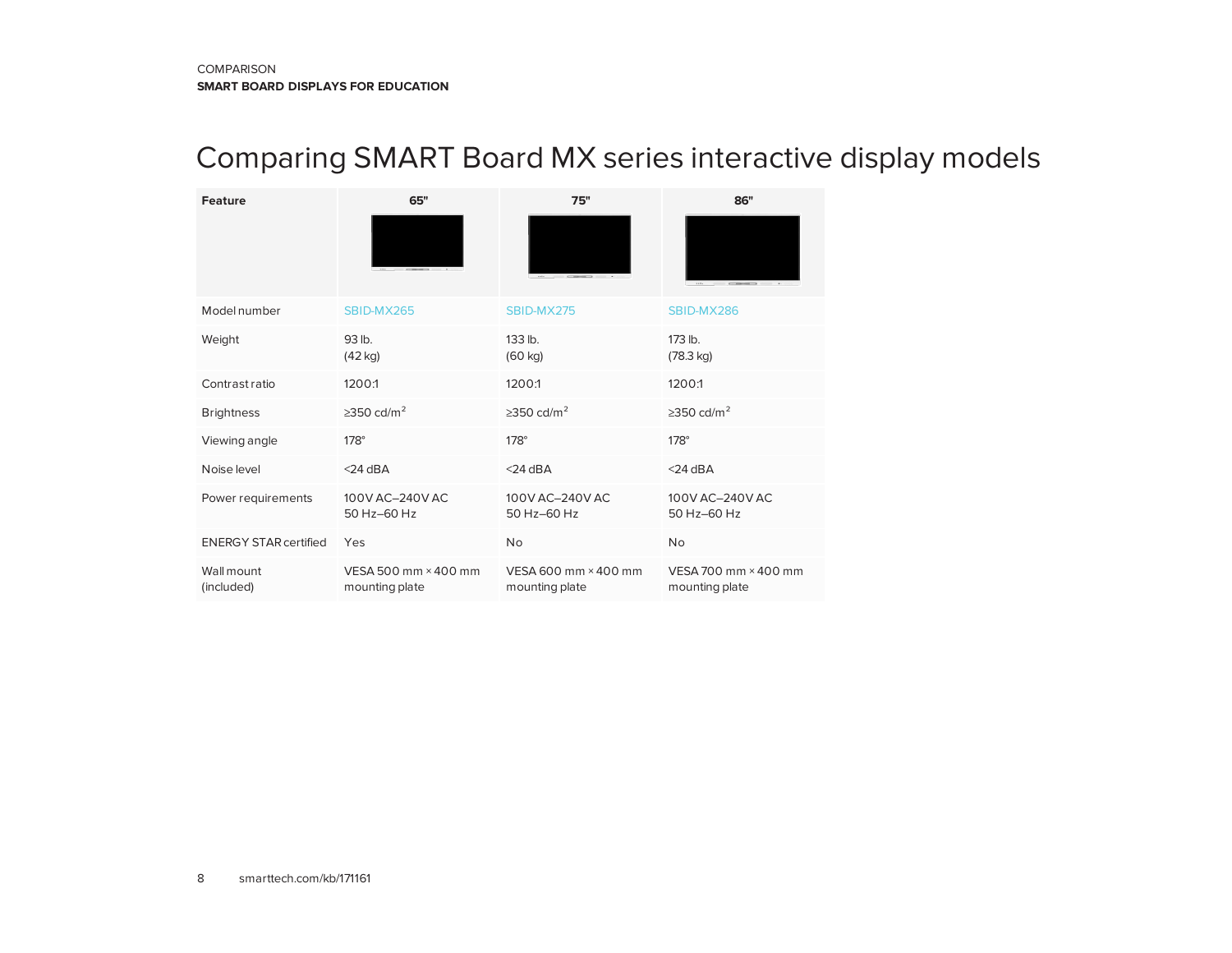COMPARISON
**SMART BOARD DISPLAYS FOR EDUCATION**

# Comparing SMART Board MX series interactive display models

| Feature | 65" | 75" | 86" |
|---|---|---|---|
| Model number | SBID-MX265 | SBID-MX275 | SBID-MX286 |
| Weight | 93 lb. (42 kg) | 133 lb. (60 kg) | 173 lb. (78.3 kg) |
| Contrast ratio | 1200:1 | 1200:1 | 1200:1 |
| Brightness | ≥350 cd/m² | ≥350 cd/m² | ≥350 cd/m² |
| Viewing angle | 178° | 178° | 178° |
| Noise level | <24 dBA | <24 dBA | <24 dBA |
| Power requirements | 100V AC–240V AC 50 Hz–60 Hz | 100V AC–240V AC 50 Hz–60 Hz | 100V AC–240V AC 50 Hz–60 Hz |
| ENERGY STAR certified | Yes | No | No |
| Wall mount (included) | VESA 500 mm × 400 mm mounting plate | VESA 600 mm × 400 mm mounting plate | VESA 700 mm × 400 mm mounting plate |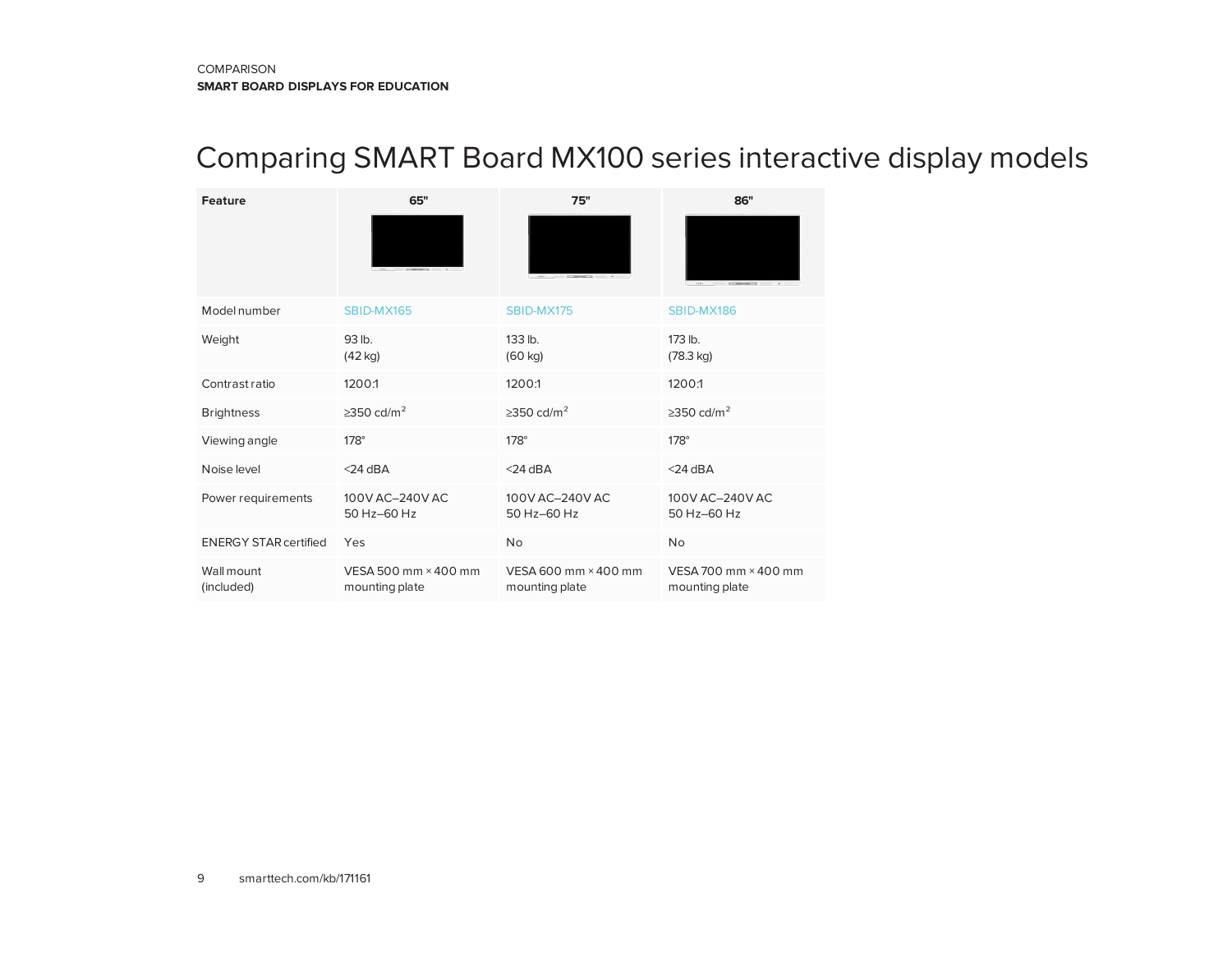COMPARISON
**SMART BOARD DISPLAYS FOR EDUCATION**

# Comparing SMART Board MX100 series interactive display models

| Feature | 65" | 75" | 86" |
|---|---|---|---|
| Model number | SBID-MX165 | SBID-MX175 | SBID-MX186 |
| Weight | 93 lb.<br>(42 kg) | 133 lb.<br>(60 kg) | 173 lb.<br>(78.3 kg) |
| Contrast ratio | 1200:1 | 1200:1 | 1200:1 |
| Brightness | ≥350 cd/m² | ≥350 cd/m² | ≥350 cd/m² |
| Viewing angle | 178° | 178° | 178° |
| Noise level | <24 dBA | <24 dBA | <24 dBA |
| Power requirements | 100V AC–240V AC<br>50 Hz–60 Hz | 100V AC–240V AC<br>50 Hz–60 Hz | 100V AC–240V AC<br>50 Hz–60 Hz |
| ENERGY STAR certified | Yes | No | No |
| Wall mount (included) | VESA 500 mm × 400 mm mounting plate | VESA 600 mm × 400 mm mounting plate | VESA 700 mm × 400 mm mounting plate |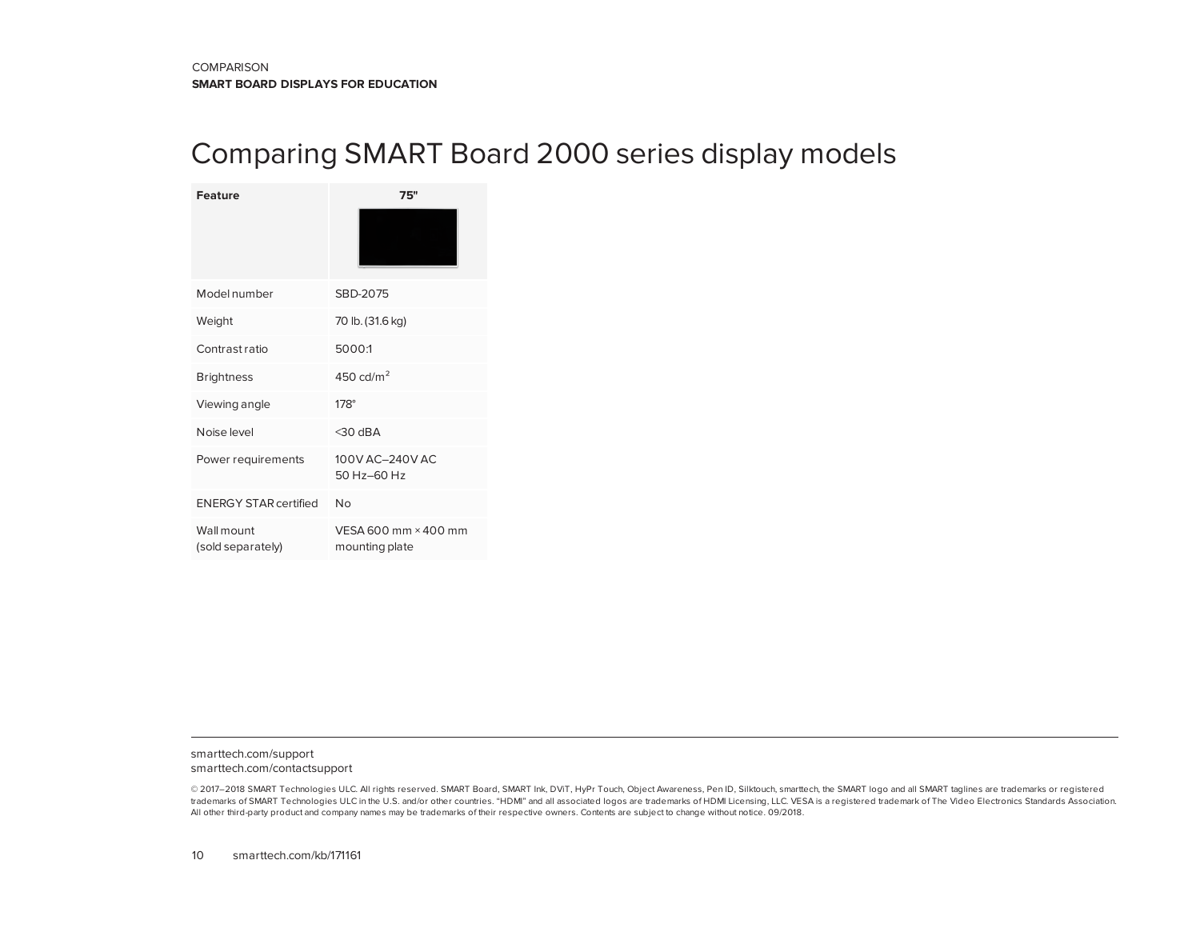# Comparing SMART Board 2000 series display models

| Feature | 75" |
|---|---|
| Model number | SBD-2075 |
| Weight | 70 lb. (31.6 kg) |
| Contrast ratio | 5000:1 |
| Brightness | 450 cd/m² |
| Viewing angle | 178° |
| Noise level | <30 dBA |
| Power requirements | 100V AC–240V AC<br>50 Hz–60 Hz |
| ENERGY STAR certified | No |
| Wall mount<br>(sold separately) | VESA 600 mm × 400 mm mounting plate |

smarttech.com/support
smarttech.com/contactsupport

© 2017–2018 SMART Technologies ULC. All rights reserved. SMART Board, SMART Ink, DViT, HyPr Touch, Object Awareness, Pen ID, Silktouch, smarttech, the SMART logo and all SMART taglines are trademarks or registered trademarks of SMART Technologies ULC in the U.S. and/or other countries. "HDMI" and all associated logos are trademarks of HDMI Licensing, LLC. VESA is a registered trademark of The Video Electronics Standards Association. All other third-party product and company names may be trademarks of their respective owners. Contents are subject to change without notice. 09/2018.

smarttech.com/kb/171161